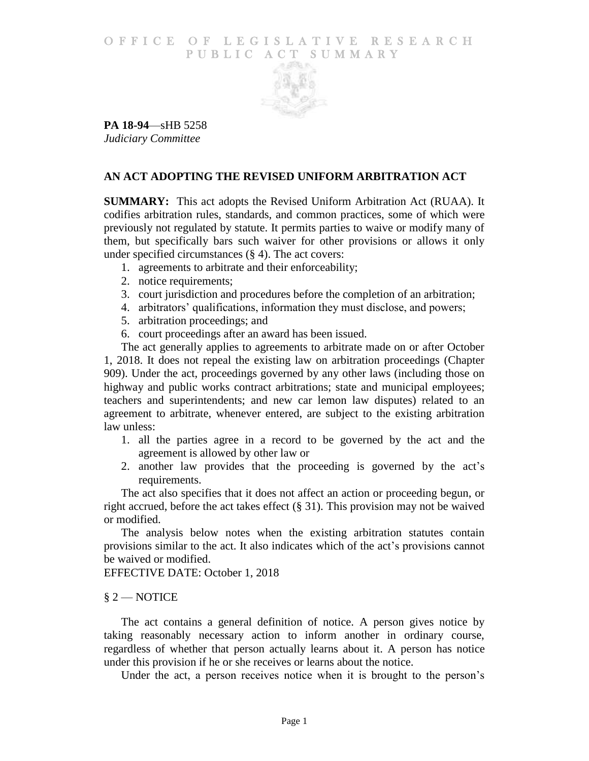# OFFICE OF LEGISLATIVE RESEARCH
# PUBLIC ACT SUMMARY

**PA 18-94**—sHB 5258
*Judiciary Committee*

## AN ACT ADOPTING THE REVISED UNIFORM ARBITRATION ACT

**SUMMARY:** This act adopts the Revised Uniform Arbitration Act (RUAA). It codifies arbitration rules, standards, and common practices, some of which were previously not regulated by statute. It permits parties to waive or modify many of them, but specifically bars such waiver for other provisions or allows it only under specified circumstances (§ 4). The act covers:

1. agreements to arbitrate and their enforceability;
2. notice requirements;
3. court jurisdiction and procedures before the completion of an arbitration;
4. arbitrators' qualifications, information they must disclose, and powers;
5. arbitration proceedings; and
6. court proceedings after an award has been issued.

The act generally applies to agreements to arbitrate made on or after October 1, 2018. It does not repeal the existing law on arbitration proceedings (Chapter 909). Under the act, proceedings governed by any other laws (including those on highway and public works contract arbitrations; state and municipal employees; teachers and superintendents; and new car lemon law disputes) related to an agreement to arbitrate, whenever entered, are subject to the existing arbitration law unless:

1. all the parties agree in a record to be governed by the act and the agreement is allowed by other law or
2. another law provides that the proceeding is governed by the act's requirements.

The act also specifies that it does not affect an action or proceeding begun, or right accrued, before the act takes effect (§ 31). This provision may not be waived or modified.

The analysis below notes when the existing arbitration statutes contain provisions similar to the act. It also indicates which of the act's provisions cannot be waived or modified.

EFFECTIVE DATE: October 1, 2018

## § 2 — NOTICE

The act contains a general definition of notice. A person gives notice by taking reasonably necessary action to inform another in ordinary course, regardless of whether that person actually learns about it. A person has notice under this provision if he or she receives or learns about the notice.

Under the act, a person receives notice when it is brought to the person's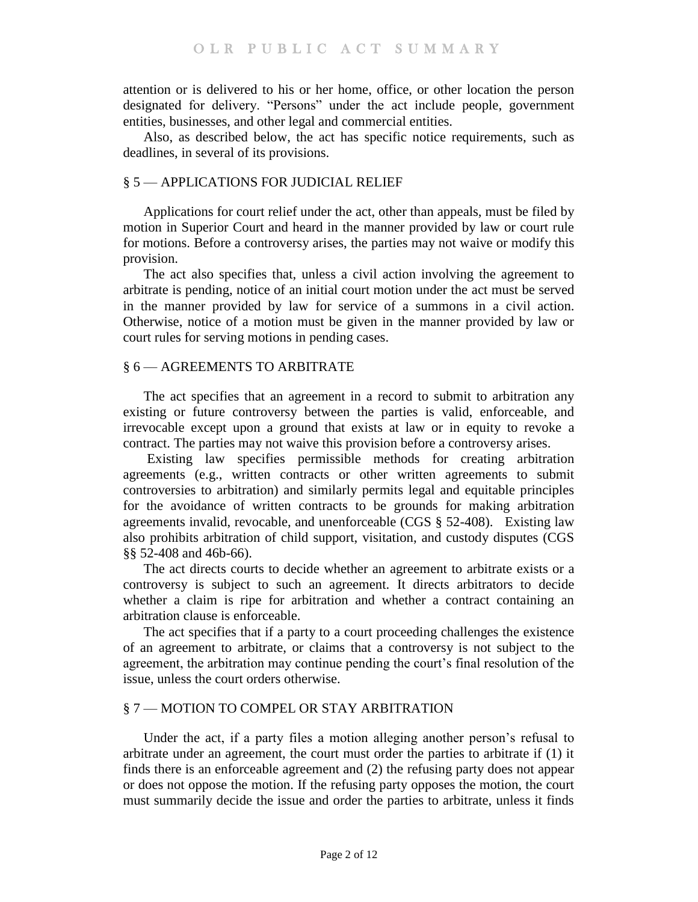attention or is delivered to his or her home, office, or other location the person designated for delivery. "Persons" under the act include people, government entities, businesses, and other legal and commercial entities.

Also, as described below, the act has specific notice requirements, such as deadlines, in several of its provisions.

## § 5 — APPLICATIONS FOR JUDICIAL RELIEF

Applications for court relief under the act, other than appeals, must be filed by motion in Superior Court and heard in the manner provided by law or court rule for motions. Before a controversy arises, the parties may not waive or modify this provision.

The act also specifies that, unless a civil action involving the agreement to arbitrate is pending, notice of an initial court motion under the act must be served in the manner provided by law for service of a summons in a civil action. Otherwise, notice of a motion must be given in the manner provided by law or court rules for serving motions in pending cases.

## § 6 — AGREEMENTS TO ARBITRATE

The act specifies that an agreement in a record to submit to arbitration any existing or future controversy between the parties is valid, enforceable, and irrevocable except upon a ground that exists at law or in equity to revoke a contract. The parties may not waive this provision before a controversy arises.

Existing law specifies permissible methods for creating arbitration agreements (e.g., written contracts or other written agreements to submit controversies to arbitration) and similarly permits legal and equitable principles for the avoidance of written contracts to be grounds for making arbitration agreements invalid, revocable, and unenforceable (CGS § 52-408). Existing law also prohibits arbitration of child support, visitation, and custody disputes (CGS §§ 52-408 and 46b-66).

The act directs courts to decide whether an agreement to arbitrate exists or a controversy is subject to such an agreement. It directs arbitrators to decide whether a claim is ripe for arbitration and whether a contract containing an arbitration clause is enforceable.

The act specifies that if a party to a court proceeding challenges the existence of an agreement to arbitrate, or claims that a controversy is not subject to the agreement, the arbitration may continue pending the court's final resolution of the issue, unless the court orders otherwise.

## § 7 — MOTION TO COMPEL OR STAY ARBITRATION

Under the act, if a party files a motion alleging another person's refusal to arbitrate under an agreement, the court must order the parties to arbitrate if (1) it finds there is an enforceable agreement and (2) the refusing party does not appear or does not oppose the motion. If the refusing party opposes the motion, the court must summarily decide the issue and order the parties to arbitrate, unless it finds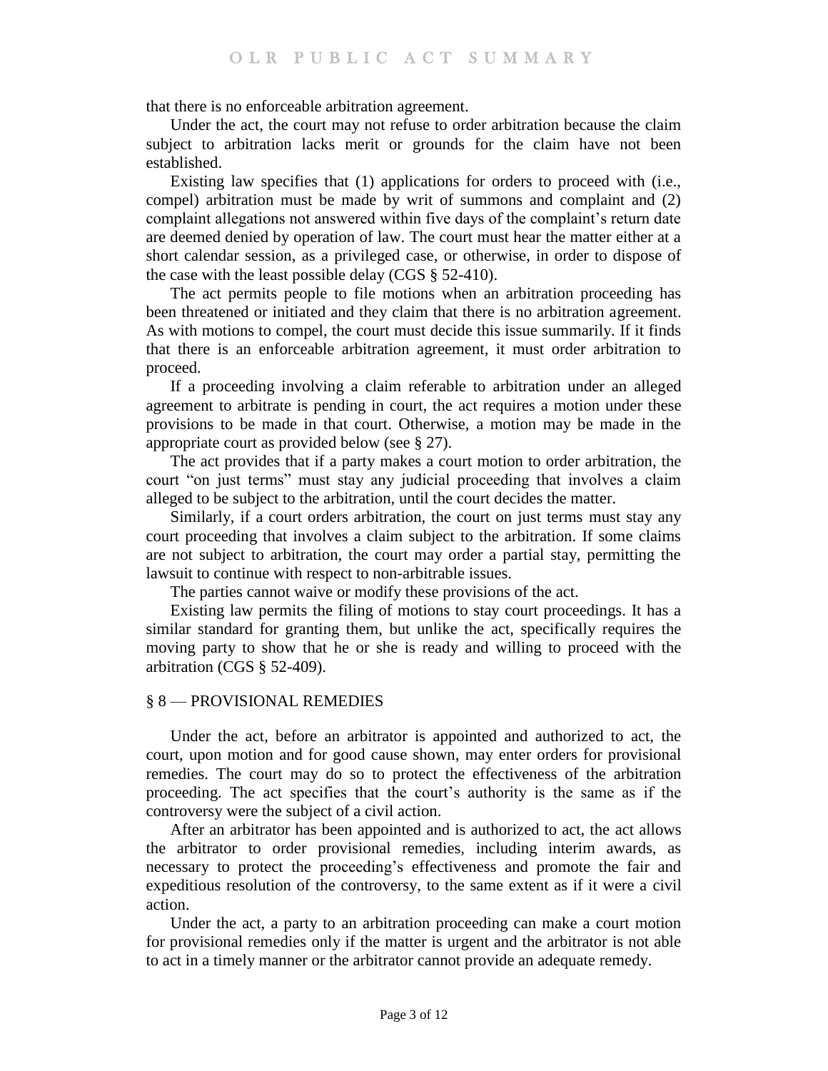that there is no enforceable arbitration agreement.

Under the act, the court may not refuse to order arbitration because the claim subject to arbitration lacks merit or grounds for the claim have not been established.

Existing law specifies that (1) applications for orders to proceed with (i.e., compel) arbitration must be made by writ of summons and complaint and (2) complaint allegations not answered within five days of the complaint's return date are deemed denied by operation of law. The court must hear the matter either at a short calendar session, as a privileged case, or otherwise, in order to dispose of the case with the least possible delay (CGS § 52-410).

The act permits people to file motions when an arbitration proceeding has been threatened or initiated and they claim that there is no arbitration agreement. As with motions to compel, the court must decide this issue summarily. If it finds that there is an enforceable arbitration agreement, it must order arbitration to proceed.

If a proceeding involving a claim referable to arbitration under an alleged agreement to arbitrate is pending in court, the act requires a motion under these provisions to be made in that court. Otherwise, a motion may be made in the appropriate court as provided below (see § 27).

The act provides that if a party makes a court motion to order arbitration, the court "on just terms" must stay any judicial proceeding that involves a claim alleged to be subject to the arbitration, until the court decides the matter.

Similarly, if a court orders arbitration, the court on just terms must stay any court proceeding that involves a claim subject to the arbitration. If some claims are not subject to arbitration, the court may order a partial stay, permitting the lawsuit to continue with respect to non-arbitrable issues.

The parties cannot waive or modify these provisions of the act.

Existing law permits the filing of motions to stay court proceedings. It has a similar standard for granting them, but unlike the act, specifically requires the moving party to show that he or she is ready and willing to proceed with the arbitration (CGS § 52-409).

## § 8 — PROVISIONAL REMEDIES

Under the act, before an arbitrator is appointed and authorized to act, the court, upon motion and for good cause shown, may enter orders for provisional remedies. The court may do so to protect the effectiveness of the arbitration proceeding. The act specifies that the court's authority is the same as if the controversy were the subject of a civil action.

After an arbitrator has been appointed and is authorized to act, the act allows the arbitrator to order provisional remedies, including interim awards, as necessary to protect the proceeding's effectiveness and promote the fair and expeditious resolution of the controversy, to the same extent as if it were a civil action.

Under the act, a party to an arbitration proceeding can make a court motion for provisional remedies only if the matter is urgent and the arbitrator is not able to act in a timely manner or the arbitrator cannot provide an adequate remedy.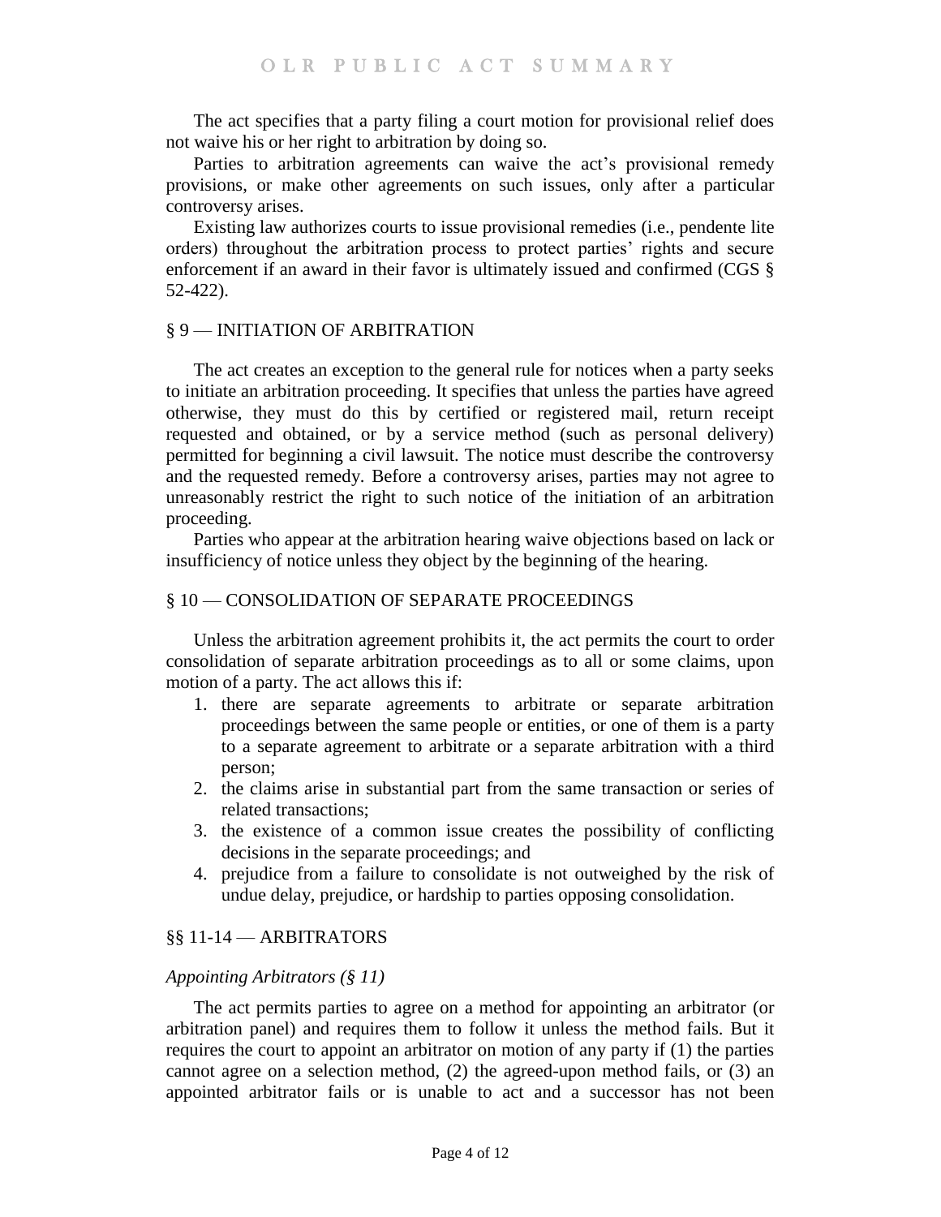The act specifies that a party filing a court motion for provisional relief does not waive his or her right to arbitration by doing so.

Parties to arbitration agreements can waive the act's provisional remedy provisions, or make other agreements on such issues, only after a particular controversy arises.

Existing law authorizes courts to issue provisional remedies (i.e., pendente lite orders) throughout the arbitration process to protect parties' rights and secure enforcement if an award in their favor is ultimately issued and confirmed (CGS § 52-422).

## § 9 — INITIATION OF ARBITRATION

The act creates an exception to the general rule for notices when a party seeks to initiate an arbitration proceeding. It specifies that unless the parties have agreed otherwise, they must do this by certified or registered mail, return receipt requested and obtained, or by a service method (such as personal delivery) permitted for beginning a civil lawsuit. The notice must describe the controversy and the requested remedy. Before a controversy arises, parties may not agree to unreasonably restrict the right to such notice of the initiation of an arbitration proceeding.

Parties who appear at the arbitration hearing waive objections based on lack or insufficiency of notice unless they object by the beginning of the hearing.

## § 10 — CONSOLIDATION OF SEPARATE PROCEEDINGS

Unless the arbitration agreement prohibits it, the act permits the court to order consolidation of separate arbitration proceedings as to all or some claims, upon motion of a party. The act allows this if:

1. there are separate agreements to arbitrate or separate arbitration proceedings between the same people or entities, or one of them is a party to a separate agreement to arbitrate or a separate arbitration with a third person;
2. the claims arise in substantial part from the same transaction or series of related transactions;
3. the existence of a common issue creates the possibility of conflicting decisions in the separate proceedings; and
4. prejudice from a failure to consolidate is not outweighed by the risk of undue delay, prejudice, or hardship to parties opposing consolidation.

## §§ 11-14 — ARBITRATORS

### *Appointing Arbitrators (§ 11)*

The act permits parties to agree on a method for appointing an arbitrator (or arbitration panel) and requires them to follow it unless the method fails. But it requires the court to appoint an arbitrator on motion of any party if (1) the parties cannot agree on a selection method, (2) the agreed-upon method fails, or (3) an appointed arbitrator fails or is unable to act and a successor has not been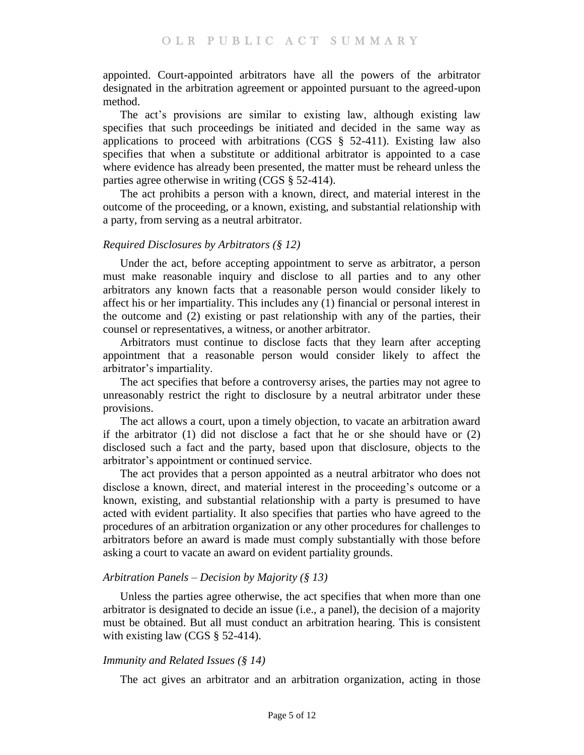appointed. Court-appointed arbitrators have all the powers of the arbitrator designated in the arbitration agreement or appointed pursuant to the agreed-upon method.

The act's provisions are similar to existing law, although existing law specifies that such proceedings be initiated and decided in the same way as applications to proceed with arbitrations (CGS § 52-411). Existing law also specifies that when a substitute or additional arbitrator is appointed to a case where evidence has already been presented, the matter must be reheard unless the parties agree otherwise in writing (CGS § 52-414).

The act prohibits a person with a known, direct, and material interest in the outcome of the proceeding, or a known, existing, and substantial relationship with a party, from serving as a neutral arbitrator.

*Required Disclosures by Arbitrators (§ 12)*

Under the act, before accepting appointment to serve as arbitrator, a person must make reasonable inquiry and disclose to all parties and to any other arbitrators any known facts that a reasonable person would consider likely to affect his or her impartiality. This includes any (1) financial or personal interest in the outcome and (2) existing or past relationship with any of the parties, their counsel or representatives, a witness, or another arbitrator.

Arbitrators must continue to disclose facts that they learn after accepting appointment that a reasonable person would consider likely to affect the arbitrator's impartiality.

The act specifies that before a controversy arises, the parties may not agree to unreasonably restrict the right to disclosure by a neutral arbitrator under these provisions.

The act allows a court, upon a timely objection, to vacate an arbitration award if the arbitrator (1) did not disclose a fact that he or she should have or (2) disclosed such a fact and the party, based upon that disclosure, objects to the arbitrator's appointment or continued service.

The act provides that a person appointed as a neutral arbitrator who does not disclose a known, direct, and material interest in the proceeding's outcome or a known, existing, and substantial relationship with a party is presumed to have acted with evident partiality. It also specifies that parties who have agreed to the procedures of an arbitration organization or any other procedures for challenges to arbitrators before an award is made must comply substantially with those before asking a court to vacate an award on evident partiality grounds.

*Arbitration Panels – Decision by Majority (§ 13)*

Unless the parties agree otherwise, the act specifies that when more than one arbitrator is designated to decide an issue (i.e., a panel), the decision of a majority must be obtained. But all must conduct an arbitration hearing. This is consistent with existing law (CGS § 52-414).

*Immunity and Related Issues (§ 14)*

The act gives an arbitrator and an arbitration organization, acting in those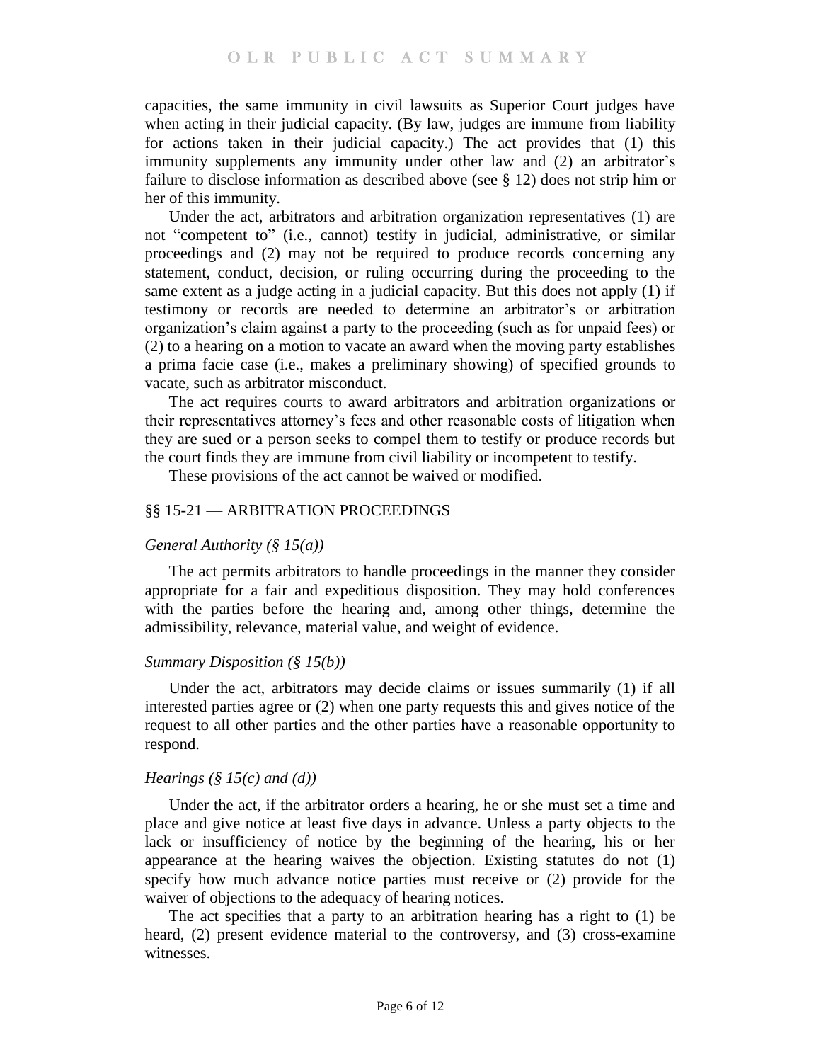capacities, the same immunity in civil lawsuits as Superior Court judges have when acting in their judicial capacity. (By law, judges are immune from liability for actions taken in their judicial capacity.) The act provides that (1) this immunity supplements any immunity under other law and (2) an arbitrator's failure to disclose information as described above (see § 12) does not strip him or her of this immunity.

Under the act, arbitrators and arbitration organization representatives (1) are not "competent to" (i.e., cannot) testify in judicial, administrative, or similar proceedings and (2) may not be required to produce records concerning any statement, conduct, decision, or ruling occurring during the proceeding to the same extent as a judge acting in a judicial capacity. But this does not apply (1) if testimony or records are needed to determine an arbitrator's or arbitration organization's claim against a party to the proceeding (such as for unpaid fees) or (2) to a hearing on a motion to vacate an award when the moving party establishes a prima facie case (i.e., makes a preliminary showing) of specified grounds to vacate, such as arbitrator misconduct.

The act requires courts to award arbitrators and arbitration organizations or their representatives attorney's fees and other reasonable costs of litigation when they are sued or a person seeks to compel them to testify or produce records but the court finds they are immune from civil liability or incompetent to testify.

These provisions of the act cannot be waived or modified.

## §§ 15-21 — ARBITRATION PROCEEDINGS

### *General Authority (§ 15(a))*

The act permits arbitrators to handle proceedings in the manner they consider appropriate for a fair and expeditious disposition. They may hold conferences with the parties before the hearing and, among other things, determine the admissibility, relevance, material value, and weight of evidence.

### *Summary Disposition (§ 15(b))*

Under the act, arbitrators may decide claims or issues summarily (1) if all interested parties agree or (2) when one party requests this and gives notice of the request to all other parties and the other parties have a reasonable opportunity to respond.

### *Hearings (§ 15(c) and (d))*

Under the act, if the arbitrator orders a hearing, he or she must set a time and place and give notice at least five days in advance. Unless a party objects to the lack or insufficiency of notice by the beginning of the hearing, his or her appearance at the hearing waives the objection. Existing statutes do not (1) specify how much advance notice parties must receive or (2) provide for the waiver of objections to the adequacy of hearing notices.

The act specifies that a party to an arbitration hearing has a right to (1) be heard, (2) present evidence material to the controversy, and (3) cross-examine witnesses.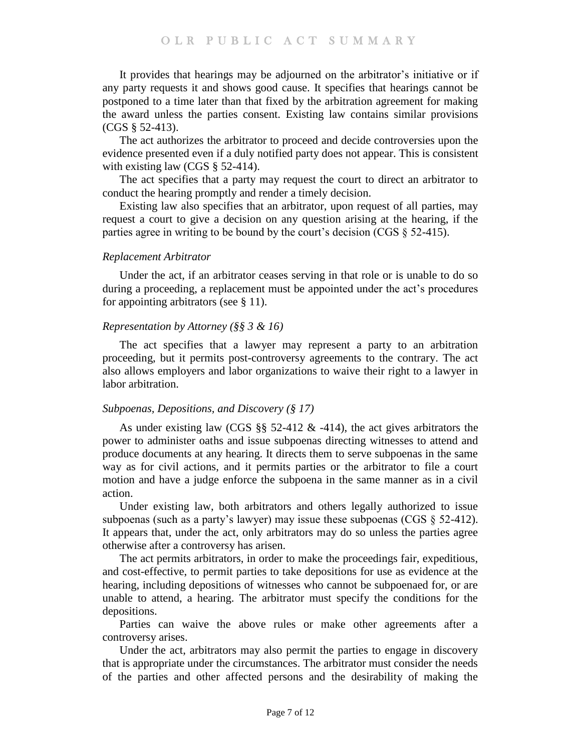It provides that hearings may be adjourned on the arbitrator's initiative or if any party requests it and shows good cause. It specifies that hearings cannot be postponed to a time later than that fixed by the arbitration agreement for making the award unless the parties consent. Existing law contains similar provisions (CGS § 52-413).

The act authorizes the arbitrator to proceed and decide controversies upon the evidence presented even if a duly notified party does not appear. This is consistent with existing law (CGS § 52-414).

The act specifies that a party may request the court to direct an arbitrator to conduct the hearing promptly and render a timely decision.

Existing law also specifies that an arbitrator, upon request of all parties, may request a court to give a decision on any question arising at the hearing, if the parties agree in writing to be bound by the court's decision (CGS § 52-415).

### *Replacement Arbitrator*

Under the act, if an arbitrator ceases serving in that role or is unable to do so during a proceeding, a replacement must be appointed under the act's procedures for appointing arbitrators (see § 11).

### *Representation by Attorney (§§ 3 & 16)*

The act specifies that a lawyer may represent a party to an arbitration proceeding, but it permits post-controversy agreements to the contrary. The act also allows employers and labor organizations to waive their right to a lawyer in labor arbitration.

### *Subpoenas, Depositions, and Discovery (§ 17)*

As under existing law (CGS §§ 52-412 & -414), the act gives arbitrators the power to administer oaths and issue subpoenas directing witnesses to attend and produce documents at any hearing. It directs them to serve subpoenas in the same way as for civil actions, and it permits parties or the arbitrator to file a court motion and have a judge enforce the subpoena in the same manner as in a civil action.

Under existing law, both arbitrators and others legally authorized to issue subpoenas (such as a party's lawyer) may issue these subpoenas (CGS § 52-412). It appears that, under the act, only arbitrators may do so unless the parties agree otherwise after a controversy has arisen.

The act permits arbitrators, in order to make the proceedings fair, expeditious, and cost-effective, to permit parties to take depositions for use as evidence at the hearing, including depositions of witnesses who cannot be subpoenaed for, or are unable to attend, a hearing. The arbitrator must specify the conditions for the depositions.

Parties can waive the above rules or make other agreements after a controversy arises.

Under the act, arbitrators may also permit the parties to engage in discovery that is appropriate under the circumstances. The arbitrator must consider the needs of the parties and other affected persons and the desirability of making the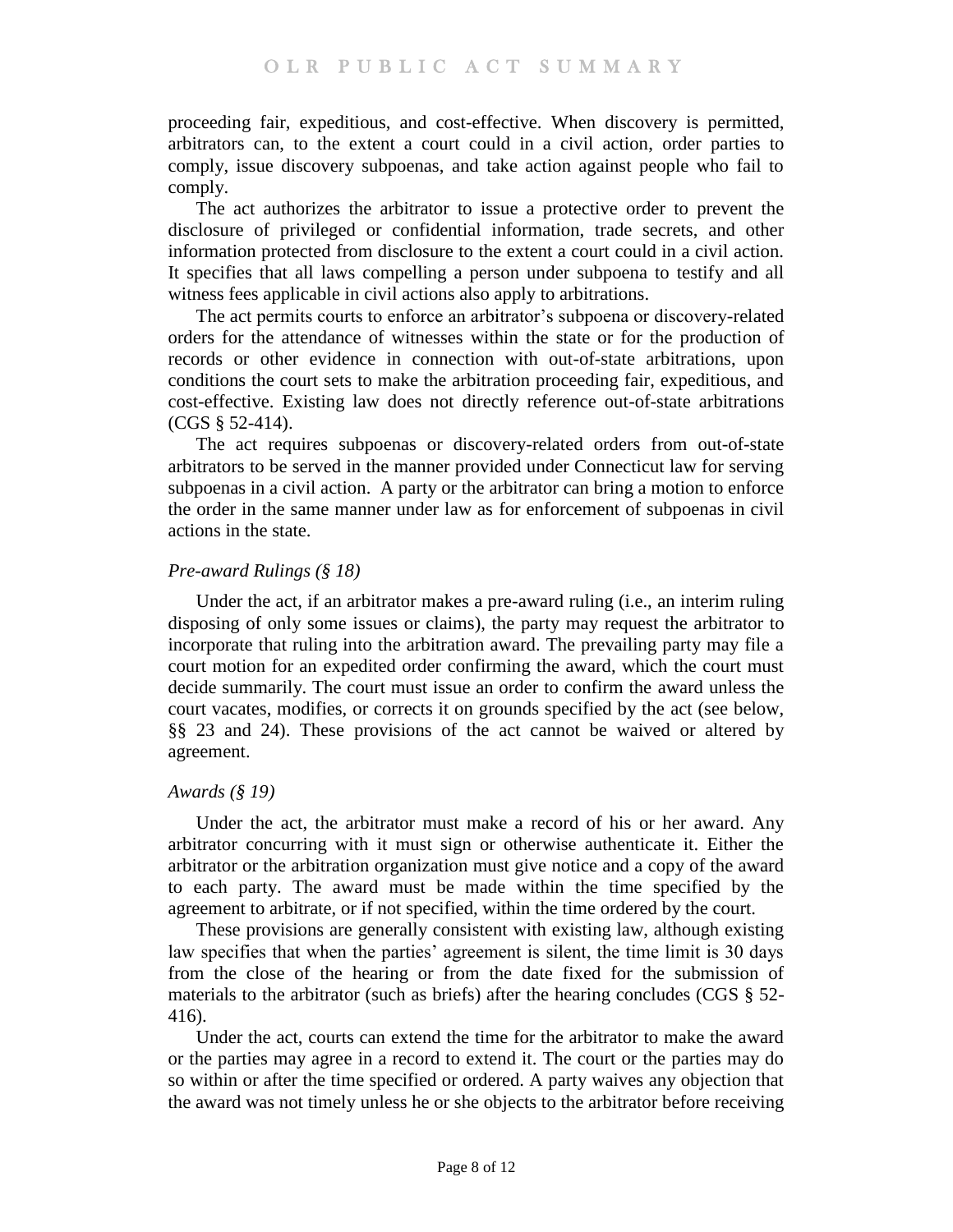proceeding fair, expeditious, and cost-effective. When discovery is permitted, arbitrators can, to the extent a court could in a civil action, order parties to comply, issue discovery subpoenas, and take action against people who fail to comply.

The act authorizes the arbitrator to issue a protective order to prevent the disclosure of privileged or confidential information, trade secrets, and other information protected from disclosure to the extent a court could in a civil action. It specifies that all laws compelling a person under subpoena to testify and all witness fees applicable in civil actions also apply to arbitrations.

The act permits courts to enforce an arbitrator's subpoena or discovery-related orders for the attendance of witnesses within the state or for the production of records or other evidence in connection with out-of-state arbitrations, upon conditions the court sets to make the arbitration proceeding fair, expeditious, and cost-effective. Existing law does not directly reference out-of-state arbitrations (CGS § 52-414).

The act requires subpoenas or discovery-related orders from out-of-state arbitrators to be served in the manner provided under Connecticut law for serving subpoenas in a civil action. A party or the arbitrator can bring a motion to enforce the order in the same manner under law as for enforcement of subpoenas in civil actions in the state.

### *Pre-award Rulings (§ 18)*

Under the act, if an arbitrator makes a pre-award ruling (i.e., an interim ruling disposing of only some issues or claims), the party may request the arbitrator to incorporate that ruling into the arbitration award. The prevailing party may file a court motion for an expedited order confirming the award, which the court must decide summarily. The court must issue an order to confirm the award unless the court vacates, modifies, or corrects it on grounds specified by the act (see below, §§ 23 and 24). These provisions of the act cannot be waived or altered by agreement.

### *Awards (§ 19)*

Under the act, the arbitrator must make a record of his or her award. Any arbitrator concurring with it must sign or otherwise authenticate it. Either the arbitrator or the arbitration organization must give notice and a copy of the award to each party. The award must be made within the time specified by the agreement to arbitrate, or if not specified, within the time ordered by the court.

These provisions are generally consistent with existing law, although existing law specifies that when the parties' agreement is silent, the time limit is 30 days from the close of the hearing or from the date fixed for the submission of materials to the arbitrator (such as briefs) after the hearing concludes (CGS § 52-416).

Under the act, courts can extend the time for the arbitrator to make the award or the parties may agree in a record to extend it. The court or the parties may do so within or after the time specified or ordered. A party waives any objection that the award was not timely unless he or she objects to the arbitrator before receiving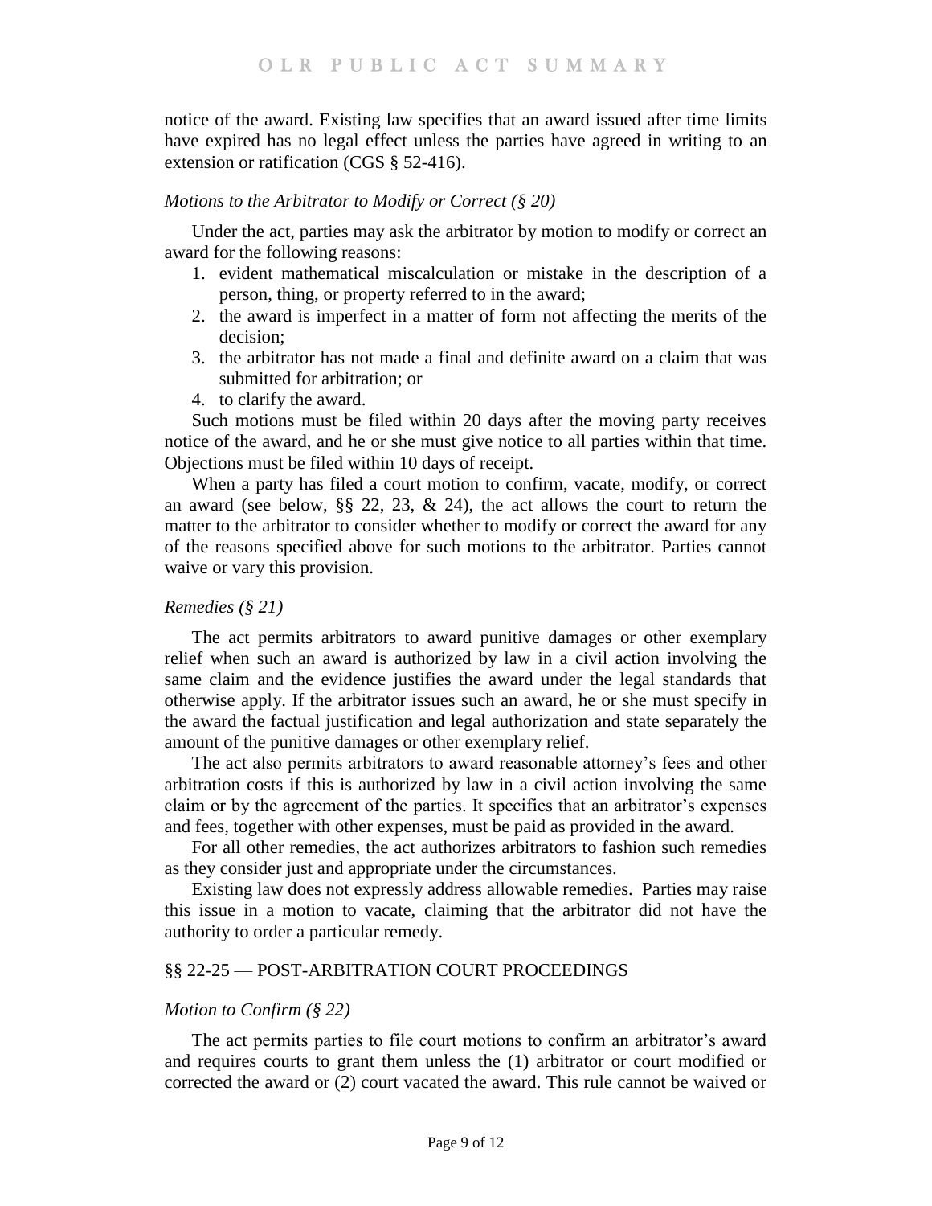notice of the award. Existing law specifies that an award issued after time limits have expired has no legal effect unless the parties have agreed in writing to an extension or ratification (CGS § 52-416).

*Motions to the Arbitrator to Modify or Correct (§ 20)*

Under the act, parties may ask the arbitrator by motion to modify or correct an award for the following reasons:

1. evident mathematical miscalculation or mistake in the description of a person, thing, or property referred to in the award;
2. the award is imperfect in a matter of form not affecting the merits of the decision;
3. the arbitrator has not made a final and definite award on a claim that was submitted for arbitration; or
4. to clarify the award.

Such motions must be filed within 20 days after the moving party receives notice of the award, and he or she must give notice to all parties within that time. Objections must be filed within 10 days of receipt.

When a party has filed a court motion to confirm, vacate, modify, or correct an award (see below, §§ 22, 23, & 24), the act allows the court to return the matter to the arbitrator to consider whether to modify or correct the award for any of the reasons specified above for such motions to the arbitrator. Parties cannot waive or vary this provision.

*Remedies (§ 21)*

The act permits arbitrators to award punitive damages or other exemplary relief when such an award is authorized by law in a civil action involving the same claim and the evidence justifies the award under the legal standards that otherwise apply. If the arbitrator issues such an award, he or she must specify in the award the factual justification and legal authorization and state separately the amount of the punitive damages or other exemplary relief.

The act also permits arbitrators to award reasonable attorney's fees and other arbitration costs if this is authorized by law in a civil action involving the same claim or by the agreement of the parties. It specifies that an arbitrator's expenses and fees, together with other expenses, must be paid as provided in the award.

For all other remedies, the act authorizes arbitrators to fashion such remedies as they consider just and appropriate under the circumstances.

Existing law does not expressly address allowable remedies. Parties may raise this issue in a motion to vacate, claiming that the arbitrator did not have the authority to order a particular remedy.

## §§ 22-25 — POST-ARBITRATION COURT PROCEEDINGS

*Motion to Confirm (§ 22)*

The act permits parties to file court motions to confirm an arbitrator's award and requires courts to grant them unless the (1) arbitrator or court modified or corrected the award or (2) court vacated the award. This rule cannot be waived or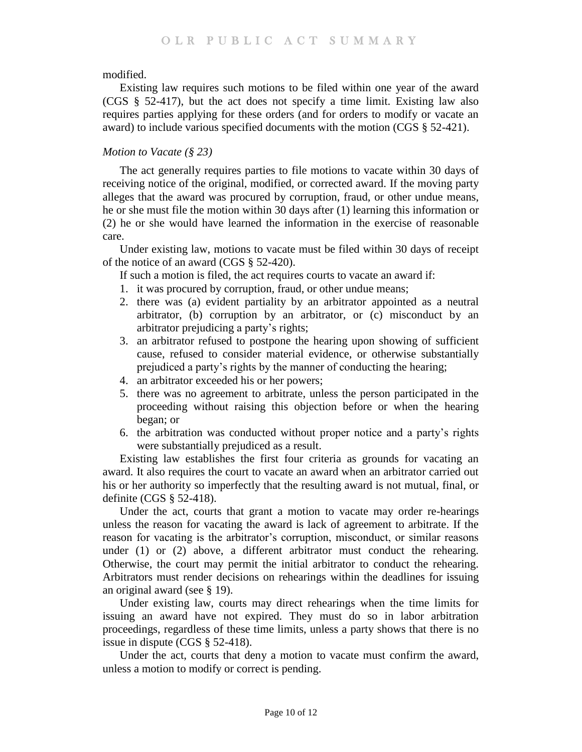modified.

Existing law requires such motions to be filed within one year of the award (CGS § 52-417), but the act does not specify a time limit. Existing law also requires parties applying for these orders (and for orders to modify or vacate an award) to include various specified documents with the motion (CGS § 52-421).

### *Motion to Vacate (§ 23)*

The act generally requires parties to file motions to vacate within 30 days of receiving notice of the original, modified, or corrected award. If the moving party alleges that the award was procured by corruption, fraud, or other undue means, he or she must file the motion within 30 days after (1) learning this information or (2) he or she would have learned the information in the exercise of reasonable care.

Under existing law, motions to vacate must be filed within 30 days of receipt of the notice of an award (CGS § 52-420).

If such a motion is filed, the act requires courts to vacate an award if:

1. it was procured by corruption, fraud, or other undue means;
2. there was (a) evident partiality by an arbitrator appointed as a neutral arbitrator, (b) corruption by an arbitrator, or (c) misconduct by an arbitrator prejudicing a party's rights;
3. an arbitrator refused to postpone the hearing upon showing of sufficient cause, refused to consider material evidence, or otherwise substantially prejudiced a party's rights by the manner of conducting the hearing;
4. an arbitrator exceeded his or her powers;
5. there was no agreement to arbitrate, unless the person participated in the proceeding without raising this objection before or when the hearing began; or
6. the arbitration was conducted without proper notice and a party's rights were substantially prejudiced as a result.

Existing law establishes the first four criteria as grounds for vacating an award. It also requires the court to vacate an award when an arbitrator carried out his or her authority so imperfectly that the resulting award is not mutual, final, or definite (CGS § 52-418).

Under the act, courts that grant a motion to vacate may order re-hearings unless the reason for vacating the award is lack of agreement to arbitrate. If the reason for vacating is the arbitrator's corruption, misconduct, or similar reasons under (1) or (2) above, a different arbitrator must conduct the rehearing. Otherwise, the court may permit the initial arbitrator to conduct the rehearing. Arbitrators must render decisions on rehearings within the deadlines for issuing an original award (see § 19).

Under existing law, courts may direct rehearings when the time limits for issuing an award have not expired. They must do so in labor arbitration proceedings, regardless of these time limits, unless a party shows that there is no issue in dispute (CGS § 52-418).

Under the act, courts that deny a motion to vacate must confirm the award, unless a motion to modify or correct is pending.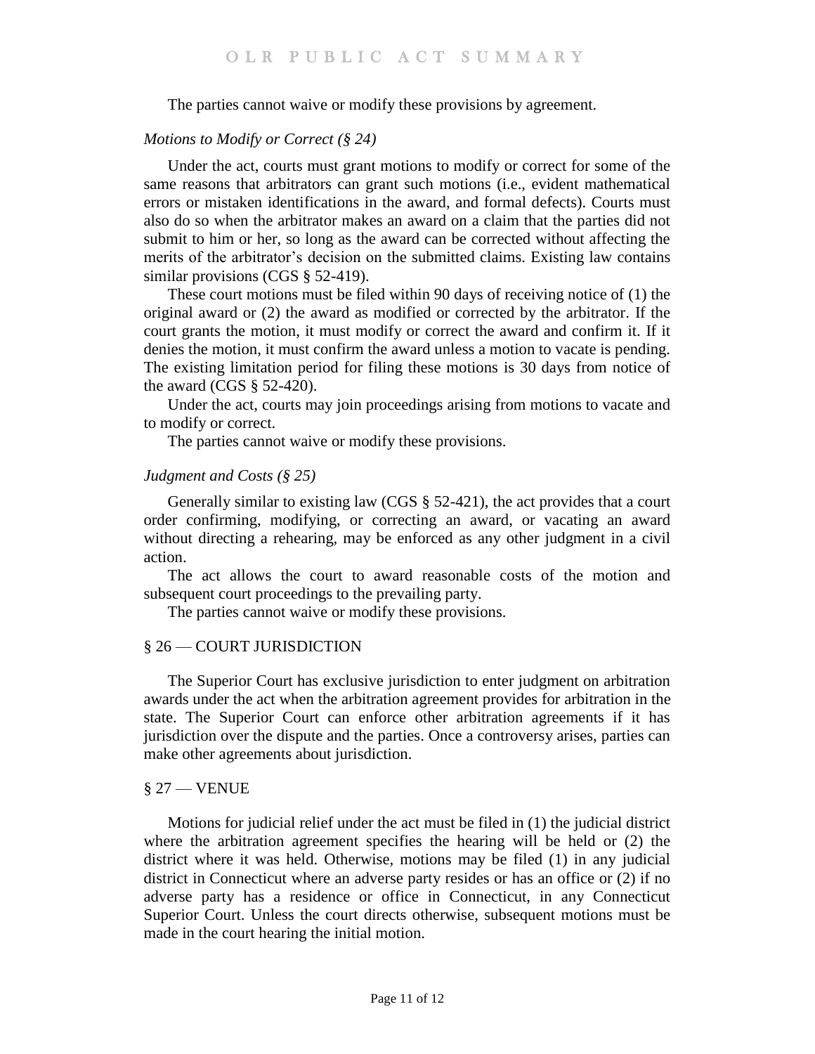The parties cannot waive or modify these provisions by agreement.

### *Motions to Modify or Correct (§ 24)*

Under the act, courts must grant motions to modify or correct for some of the same reasons that arbitrators can grant such motions (i.e., evident mathematical errors or mistaken identifications in the award, and formal defects). Courts must also do so when the arbitrator makes an award on a claim that the parties did not submit to him or her, so long as the award can be corrected without affecting the merits of the arbitrator's decision on the submitted claims. Existing law contains similar provisions (CGS § 52-419).

These court motions must be filed within 90 days of receiving notice of (1) the original award or (2) the award as modified or corrected by the arbitrator. If the court grants the motion, it must modify or correct the award and confirm it. If it denies the motion, it must confirm the award unless a motion to vacate is pending. The existing limitation period for filing these motions is 30 days from notice of the award (CGS § 52-420).

Under the act, courts may join proceedings arising from motions to vacate and to modify or correct.

The parties cannot waive or modify these provisions.

### *Judgment and Costs (§ 25)*

Generally similar to existing law (CGS § 52-421), the act provides that a court order confirming, modifying, or correcting an award, or vacating an award without directing a rehearing, may be enforced as any other judgment in a civil action.

The act allows the court to award reasonable costs of the motion and subsequent court proceedings to the prevailing party.

The parties cannot waive or modify these provisions.

## § 26 — COURT JURISDICTION

The Superior Court has exclusive jurisdiction to enter judgment on arbitration awards under the act when the arbitration agreement provides for arbitration in the state. The Superior Court can enforce other arbitration agreements if it has jurisdiction over the dispute and the parties. Once a controversy arises, parties can make other agreements about jurisdiction.

## § 27 — VENUE

Motions for judicial relief under the act must be filed in (1) the judicial district where the arbitration agreement specifies the hearing will be held or (2) the district where it was held. Otherwise, motions may be filed (1) in any judicial district in Connecticut where an adverse party resides or has an office or (2) if no adverse party has a residence or office in Connecticut, in any Connecticut Superior Court. Unless the court directs otherwise, subsequent motions must be made in the court hearing the initial motion.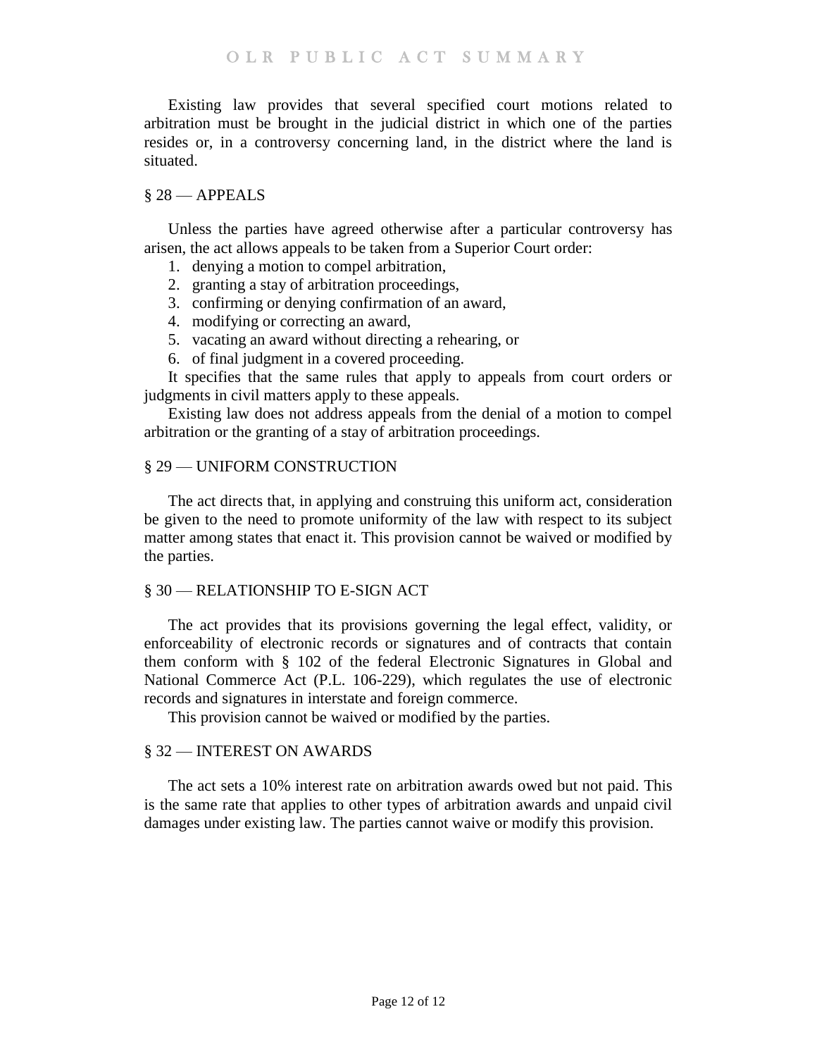Existing law provides that several specified court motions related to arbitration must be brought in the judicial district in which one of the parties resides or, in a controversy concerning land, in the district where the land is situated.

## § 28 — APPEALS

Unless the parties have agreed otherwise after a particular controversy has arisen, the act allows appeals to be taken from a Superior Court order:

1. denying a motion to compel arbitration,
2. granting a stay of arbitration proceedings,
3. confirming or denying confirmation of an award,
4. modifying or correcting an award,
5. vacating an award without directing a rehearing, or
6. of final judgment in a covered proceeding.

It specifies that the same rules that apply to appeals from court orders or judgments in civil matters apply to these appeals.

Existing law does not address appeals from the denial of a motion to compel arbitration or the granting of a stay of arbitration proceedings.

## § 29 — UNIFORM CONSTRUCTION

The act directs that, in applying and construing this uniform act, consideration be given to the need to promote uniformity of the law with respect to its subject matter among states that enact it. This provision cannot be waived or modified by the parties.

## § 30 — RELATIONSHIP TO E-SIGN ACT

The act provides that its provisions governing the legal effect, validity, or enforceability of electronic records or signatures and of contracts that contain them conform with § 102 of the federal Electronic Signatures in Global and National Commerce Act (P.L. 106-229), which regulates the use of electronic records and signatures in interstate and foreign commerce.

This provision cannot be waived or modified by the parties.

## § 32 — INTEREST ON AWARDS

The act sets a 10% interest rate on arbitration awards owed but not paid. This is the same rate that applies to other types of arbitration awards and unpaid civil damages under existing law. The parties cannot waive or modify this provision.